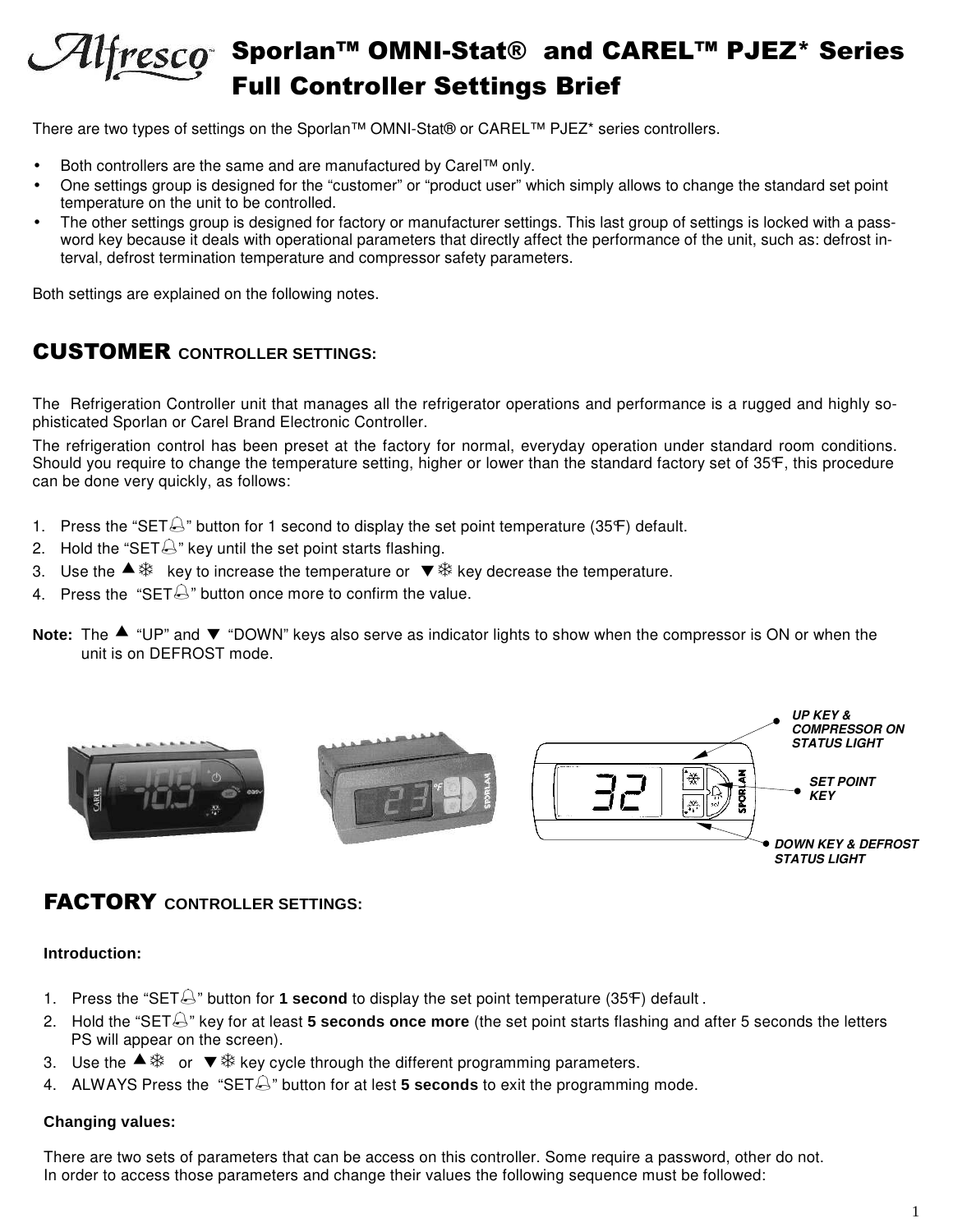# Sporlan™ OMNI-Stat® and CAREL™ PJEZ* Series Full Controller Settings Brief

There are two types of settings on the Sporlan™ OMNI-Stat® or CAREL™ PJEZ* series controllers.

- Both controllers are the same and are manufactured by Carel™ only.
- One settings group is designed for the "customer" or "product user" which simply allows to change the standard set point temperature on the unit to be controlled.
- The other settings group is designed for factory or manufacturer settings. This last group of settings is locked with a password key because it deals with operational parameters that directly affect the performance of the unit, such as: defrost interval, defrost termination temperature and compressor safety parameters.

Both settings are explained on the following notes.

## CUSTOMER CONTROLLER SETTINGS:

The Refrigeration Controller unit that manages all the refrigerator operations and performance is a rugged and highly sophisticated Sporlan or Carel Brand Electronic Controller.

The refrigeration control has been preset at the factory for normal, everyday operation under standard room conditions. Should you require to change the temperature setting, higher or lower than the standard factory set of 35F, this procedure can be done very quickly, as follows:

1. Press the "SET" button for 1 second to display the set point temperature (35F) default.
2. Hold the "SET" key until the set point starts flashing.
3. Use the ▲❄ key to increase the temperature or ▼❄ key decrease the temperature.
4. Press the "SET" button once more to confirm the value.

**Note:** The ▲ "UP" and ▼ "DOWN" keys also serve as indicator lights to show when the compressor is ON or when the unit is on DEFROST mode.

*UP KEY & COMPRESSOR ON STATUS LIGHT*

*SET POINT KEY*

*DOWN KEY & DEFROST STATUS LIGHT*

## FACTORY CONTROLLER SETTINGS:

**Introduction:**

1. Press the "SET" button for **1 second** to display the set point temperature (35F) default .
2. Hold the "SET" key for at least **5 seconds once more** (the set point starts flashing and after 5 seconds the letters PS will appear on the screen).
3. Use the ▲❄ or ▼❄ key cycle through the different programming parameters.
4. ALWAYS Press the "SET" button for at lest **5 seconds** to exit the programming mode.

**Changing values:**

There are two sets of parameters that can be access on this controller. Some require a password, other do not.
In order to access those parameters and change their values the following sequence must be followed: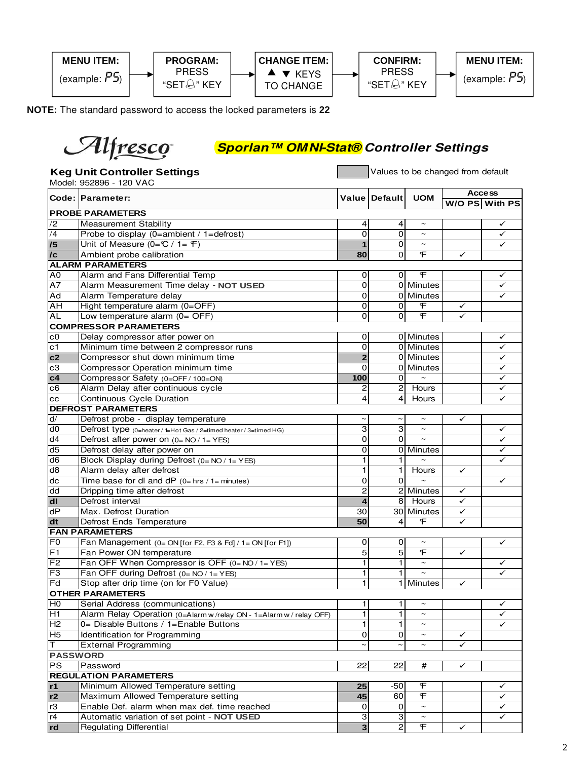| MENU ITEM: (example: PS) | → | PROGRAM: PRESS "SET" KEY | → | CHANGE ITEM: ▲ ▼ KEYS TO CHANGE | → | CONFIRM: PRESS "SET" KEY | → | MENU ITEM: (example: PS) |
|---|---|---|---|---|---|---|---|---|

**NOTE:** The standard password to access the locked parameters is **22**

# Alfresco — *Sporlan™ OMNI-Stat®* Controller Settings

## Keg Unit Controller Settings

Model: 952896 - 120 VAC

(Shaded) Values to be changed from default

| Code: | Parameter: | Value | Default | UOM | Access W/O PS | Access With PS |
|---|---|---|---|---|---|---|
| **PROBE PARAMETERS** | | | | | | |
| /2 | Measurement Stability | 4 | 4 | ~ | | ✓ |
| /4 | Probe to display (0=ambient / 1=defrost) | 0 | 0 | ~ | | ✓ |
| **/5** | Unit of Measure (0=℃ / 1= ℉) | **1** | 0 | ~ | | ✓ |
| **/c** | Ambient probe calibration | **80** | 0 | ℉ | ✓ | |
| **ALARM PARAMETERS** | | | | | | |
| A0 | Alarm and Fans Differential Temp | 0 | 0 | ℉ | | ✓ |
| A7 | Alarm Measurement Time delay - **NOT USED** | 0 | 0 | Minutes | | ✓ |
| Ad | Alarm Temperature delay | 0 | 0 | Minutes | | ✓ |
| AH | Hight temperature alarm (0=OFF) | 0 | 0 | ℉ | ✓ | |
| AL | Low temperature alarm (0= OFF) | 0 | 0 | ℉ | ✓ | |
| **COMPRESSOR PARAMETERS** | | | | | | |
| c0 | Delay compressor after power on | 0 | 0 | Minutes | | ✓ |
| c1 | Minimum time between 2 compressor runs | 0 | 0 | Minutes | | ✓ |
| **c2** | Compressor shut down minimum time | **2** | 0 | Minutes | | ✓ |
| c3 | Compressor Operation minimum time | 0 | 0 | Minutes | | ✓ |
| **c4** | Compressor Safety (0=OFF / 100=ON) | **100** | 0 | ~ | | ✓ |
| c6 | Alarm Delay after continuous cycle | 2 | 2 | Hours | | ✓ |
| cc | Continuous Cycle Duration | 4 | 4 | Hours | | ✓ |
| **DEFROST PARAMETERS** | | | | | | |
| d/ | Defrost probe - display temperature | ~ | ~ | ~ | ✓ | |
| d0 | Defrost type (0=heater / 1=Hot Gas / 2=timed heater / 3=timed HG) | 3 | 3 | ~ | | ✓ |
| d4 | Defrost after power on (0= NO / 1= YES) | 0 | 0 | ~ | | ✓ |
| d5 | Defrost delay after power on | 0 | 0 | Minutes | | ✓ |
| d6 | Block Display during Defrost (0= NO / 1= YES) | 1 | 1 | ~ | | ✓ |
| d8 | Alarm delay after defrost | 1 | 1 | Hours | ✓ | |
| dc | Time base for dI and dP (0= hrs / 1= minutes) | 0 | 0 | ~ | | ✓ |
| dd | Dripping time after defrost | 2 | 2 | Minutes | ✓ | |
| **dI** | Defrost interval | **4** | 8 | Hours | ✓ | |
| dP | Max. Defrost Duration | 30 | 30 | Minutes | ✓ | |
| **dt** | Defrost Ends Temperature | **50** | 4 | ℉ | ✓ | |
| **FAN PARAMETERS** | | | | | | |
| F0 | Fan Management (0= ON [for F2, F3 & Fd] / 1= ON [for F1]) | 0 | 0 | ~ | | ✓ |
| F1 | Fan Power ON temperature | 5 | 5 | ℉ | ✓ | |
| F2 | Fan OFF When Compressor is OFF (0= NO / 1= YES) | 1 | 1 | ~ | | ✓ |
| F3 | Fan OFF during Defrost (0= NO / 1= YES) | 1 | 1 | ~ | | ✓ |
| Fd | Stop after drip time (on for F0 Value) | 1 | 1 | Minutes | ✓ | |
| **OTHER PARAMETERS** | | | | | | |
| H0 | Serial Address (communications) | 1 | 1 | ~ | | ✓ |
| H1 | Alarm Relay Operation (0=Alarm w/relay ON - 1=Alarm w/ relay OFF) | 1 | 1 | ~ | | ✓ |
| H2 | 0= Disable Buttons / 1=Enable Buttons | 1 | 1 | ~ | | ✓ |
| H5 | Identification for Programming | 0 | 0 | ~ | ✓ | |
| T | External Programming | ~ | ~ | ~ | ✓ | |
| **PASSWORD** | | | | | | |
| PS | Password | 22 | 22 | # | ✓ | |
| **REGULATION PARAMETERS** | | | | | | |
| **r1** | Minimum Allowed Temperature setting | **25** | -50 | ℉ | | ✓ |
| **r2** | Maximum Allowed Temperature setting | **45** | 60 | ℉ | | ✓ |
| r3 | Enable Def. alarm when max def. time reached | 0 | 0 | ~ | | ✓ |
| r4 | Automatic variation of set point - **NOT USED** | 3 | 3 | ~ | | ✓ |
| **rd** | Regulating Differential | **3** | 2 | ℉ | ✓ | |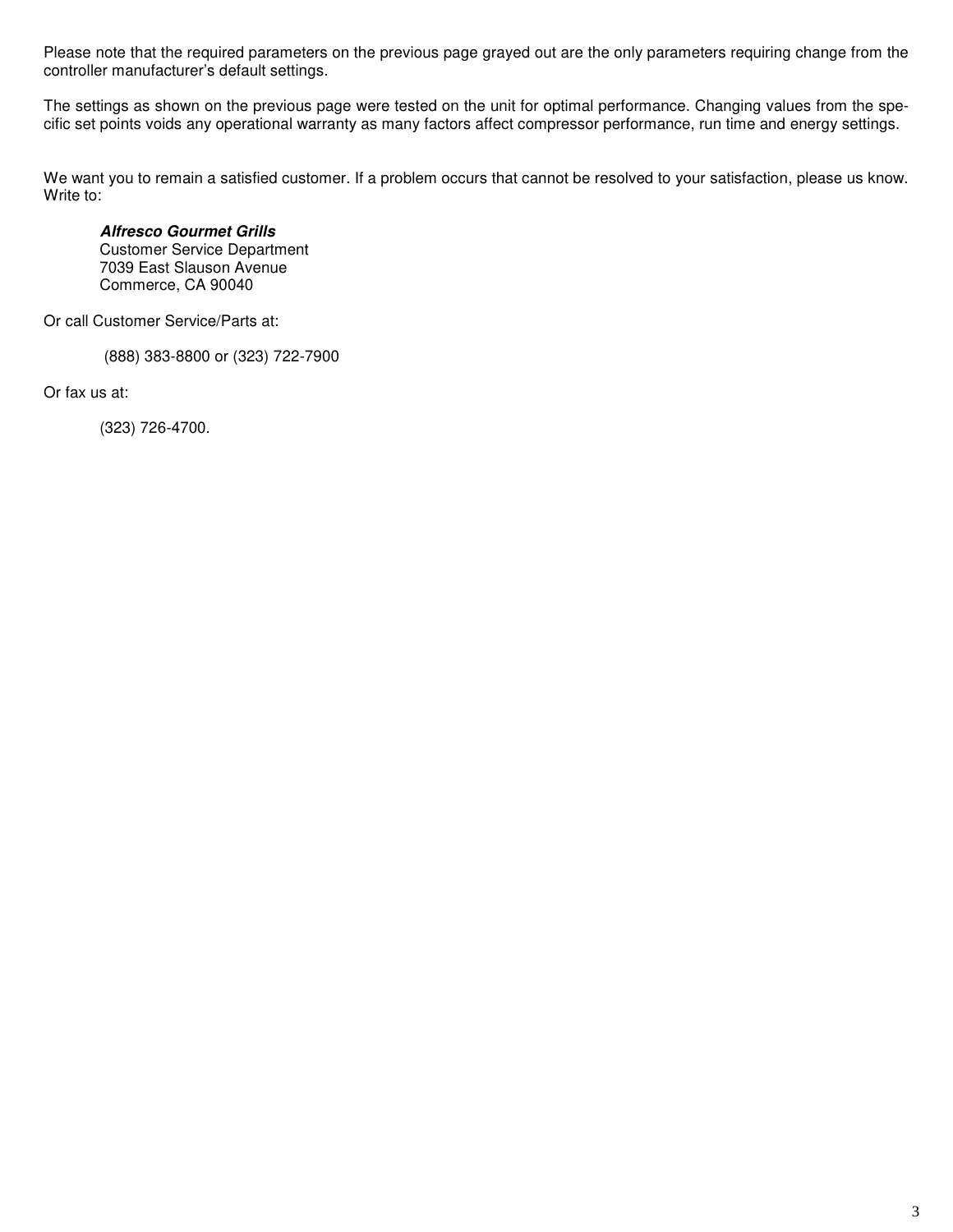Please note that the required parameters on the previous page grayed out are the only parameters requiring change from the controller manufacturer's default settings.

The settings as shown on the previous page were tested on the unit for optimal performance. Changing values from the specific set points voids any operational warranty as many factors affect compressor performance, run time and energy settings.

We want you to remain a satisfied customer. If a problem occurs that cannot be resolved to your satisfaction, please us know. Write to:

> ***Alfresco Gourmet Grills***
> Customer Service Department
> 7039 East Slauson Avenue
> Commerce, CA 90040

Or call Customer Service/Parts at:

> (888) 383-8800 or (323) 722-7900

Or fax us at:

> (323) 726-4700.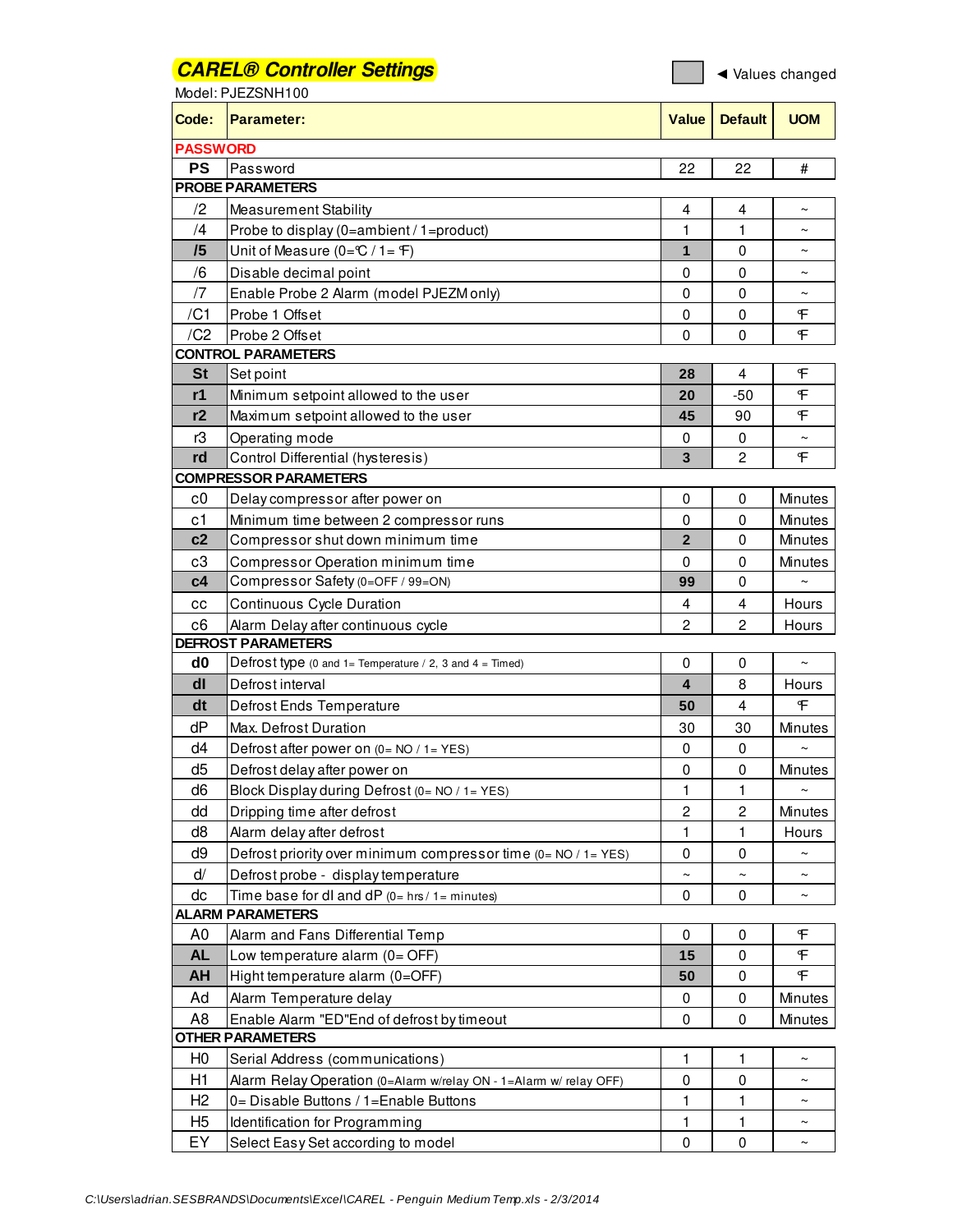# *CAREL® Controller Settings*

◄ Values changed

Model: PJEZSNH100

| Code: | Parameter: | Value | Default | UOM |
|---|---|---|---|---|
| **PASSWORD** | | | | |
| **PS** | Password | 22 | 22 | # |
| **PROBE PARAMETERS** | | | | |
| /2 | Measurement Stability | 4 | 4 | ~ |
| /4 | Probe to display (0=ambient / 1=product) | 1 | 1 | ~ |
| **/5** | Unit of Measure (0=°C / 1= °F) | **1** | 0 | ~ |
| /6 | Disable decimal point | 0 | 0 | ~ |
| /7 | Enable Probe 2 Alarm (model PJEZM only) | 0 | 0 | ~ |
| /C1 | Probe 1 Offset | 0 | 0 | °F |
| /C2 | Probe 2 Offset | 0 | 0 | °F |
| **CONTROL PARAMETERS** | | | | |
| **St** | Set point | **28** | 4 | °F |
| **r1** | Minimum setpoint allowed to the user | **20** | -50 | °F |
| **r2** | Maximum setpoint allowed to the user | **45** | 90 | °F |
| r3 | Operating mode | 0 | 0 | ~ |
| **rd** | Control Differential (hysteresis) | **3** | 2 | °F |
| **COMPRESSOR PARAMETERS** | | | | |
| c0 | Delay compressor after power on | 0 | 0 | Minutes |
| c1 | Minimum time between 2 compressor runs | 0 | 0 | Minutes |
| **c2** | Compressor shut down minimum time | **2** | 0 | Minutes |
| c3 | Compressor Operation minimum time | 0 | 0 | Minutes |
| **c4** | Compressor Safety (0=OFF / 99=ON) | **99** | 0 | ~ |
| cc | Continuous Cycle Duration | 4 | 4 | Hours |
| c6 | Alarm Delay after continuous cycle | 2 | 2 | Hours |
| **DEFROST PARAMETERS** | | | | |
| **d0** | Defrost type (0 and 1= Temperature / 2, 3 and 4 = Timed) | 0 | 0 | ~ |
| **dI** | Defrost interval | **4** | 8 | Hours |
| **dt** | Defrost Ends Temperature | **50** | 4 | °F |
| dP | Max. Defrost Duration | 30 | 30 | Minutes |
| d4 | Defrost after power on (0= NO / 1= YES) | 0 | 0 | ~ |
| d5 | Defrost delay after power on | 0 | 0 | Minutes |
| d6 | Block Display during Defrost (0= NO / 1= YES) | 1 | 1 | ~ |
| dd | Dripping time after defrost | 2 | 2 | Minutes |
| d8 | Alarm delay after defrost | 1 | 1 | Hours |
| d9 | Defrost priority over minimum compressor time (0= NO / 1= YES) | 0 | 0 | ~ |
| d/ | Defrost probe - display temperature | ~ | ~ | ~ |
| dc | Time base for dI and dP (0= hrs / 1= minutes) | 0 | 0 | ~ |
| **ALARM PARAMETERS** | | | | |
| A0 | Alarm and Fans Differential Temp | 0 | 0 | °F |
| **AL** | Low temperature alarm (0= OFF) | **15** | 0 | °F |
| **AH** | Hight temperature alarm (0=OFF) | **50** | 0 | °F |
| Ad | Alarm Temperature delay | 0 | 0 | Minutes |
| A8 | Enable Alarm "ED"End of defrost by timeout | 0 | 0 | Minutes |
| **OTHER PARAMETERS** | | | | |
| H0 | Serial Address (communications) | 1 | 1 | ~ |
| H1 | Alarm Relay Operation (0=Alarm w/relay ON - 1=Alarm w/ relay OFF) | 0 | 0 | ~ |
| H2 | 0= Disable Buttons / 1=Enable Buttons | 1 | 1 | ~ |
| H5 | Identification for Programming | 1 | 1 | ~ |
| EY | Select Easy Set according to model | 0 | 0 | ~ |

*C:\Users\adrian.SESBRANDS\Documents\Excel\CAREL - Penguin Medium Temp.xls - 2/3/2014*